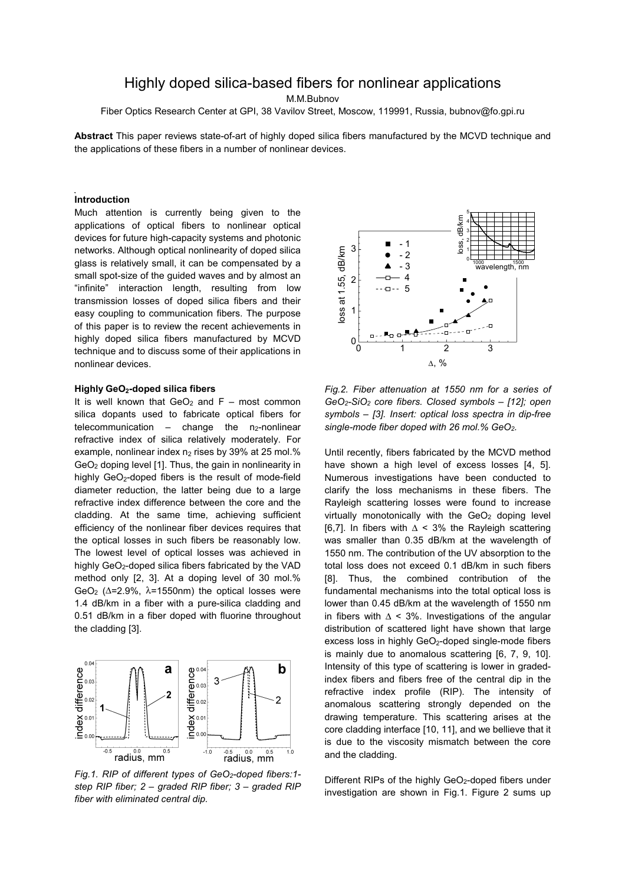# Highly doped silica-based fibers for nonlinear applications

M.M.Bubnov

Fiber Optics Research Center at GPI, 38 Vavilov Street, Moscow, 119991, Russia, bubnov@fo.gpi.ru

**Abstract** This paper reviews state-of-art of highly doped silica fibers manufactured by the MCVD technique and the applications of these fibers in a number of nonlinear devices.

## Introduction

Much attention is currently being given to the applications of optical fibers to nonlinear optical devices for future high-capacity systems and photonic networks. Although optical nonlinearity of doped silica glass is relatively small, it can be compensated by a small spot-size of the guided waves and by almost an "infinite" interaction length, resulting from low transmission losses of doped silica fibers and their easy coupling to communication fibers. The purpose of this paper is to review the recent achievements in highly doped silica fibers manufactured by MCVD technique and to discuss some of their applications in nonlinear devices.

### Highly $GeO_2$-doped silica fibers

It is well known that $GeO_2$ and F – most common silica dopants used to fabricate optical fibers for telecommunication – change the $n_2$-nonlinear refractive index of silica relatively moderately. For example, nonlinear index $n_2$ rises by 39% at 25 mol.% $GeO_2$ doping level [1]. Thus, the gain in nonlinearity in highly $GeO_2$-doped fibers is the result of mode-field diameter reduction, the latter being due to a large refractive index difference between the core and the cladding. At the same time, achieving sufficient efficiency of the nonlinear fiber devices requires that the optical losses in such fibers be reasonably low. The lowest level of optical losses was achieved in highly $GeO_2$-doped silica fibers fabricated by the VAD method only [2, 3]. At a doping level of 30 mol.% $GeO_2$ ($\Delta$=2.9%, $\lambda$=1550nm) the optical losses were 1.4 dB/km in a fiber with a pure-silica cladding and 0.51 dB/km in a fiber doped with fluorine throughout the cladding [3].

*Fig.1. RIP of different types of $GeO_2$-doped fibers:1-step RIP fiber; 2 – graded RIP fiber; 3 – graded RIP fiber with eliminated central dip.*

*Fig.2. Fiber attenuation at 1550 nm for a series of $GeO_2$-$SiO_2$ core fibers. Closed symbols – [12]; open symbols – [3]. Insert: optical loss spectra in dip-free single-mode fiber doped with 26 mol.% $GeO_2$.*

Until recently, fibers fabricated by the MCVD method have shown a high level of excess losses [4, 5]. Numerous investigations have been conducted to clarify the loss mechanisms in these fibers. The Rayleigh scattering losses were found to increase virtually monotonically with the $GeO_2$ doping level [6,7]. In fibers with $\Delta$ < 3% the Rayleigh scattering was smaller than 0.35 dB/km at the wavelength of 1550 nm. The contribution of the UV absorption to the total loss does not exceed 0.1 dB/km in such fibers [8]. Thus, the combined contribution of the fundamental mechanisms into the total optical loss is lower than 0.45 dB/km at the wavelength of 1550 nm in fibers with $\Delta$ < 3%. Investigations of the angular distribution of scattered light have shown that large excess loss in highly $GeO_2$-doped single-mode fibers is mainly due to anomalous scattering [6, 7, 9, 10]. Intensity of this type of scattering is lower in graded-index fibers and fibers free of the central dip in the refractive index profile (RIP). The intensity of anomalous scattering strongly depended on the drawing temperature. This scattering arises at the core cladding interface [10, 11], and we bellieve that it is due to the viscosity mismatch between the core and the cladding.

Different RIPs of the highly $GeO_2$-doped fibers under investigation are shown in Fig.1. Figure 2 sums up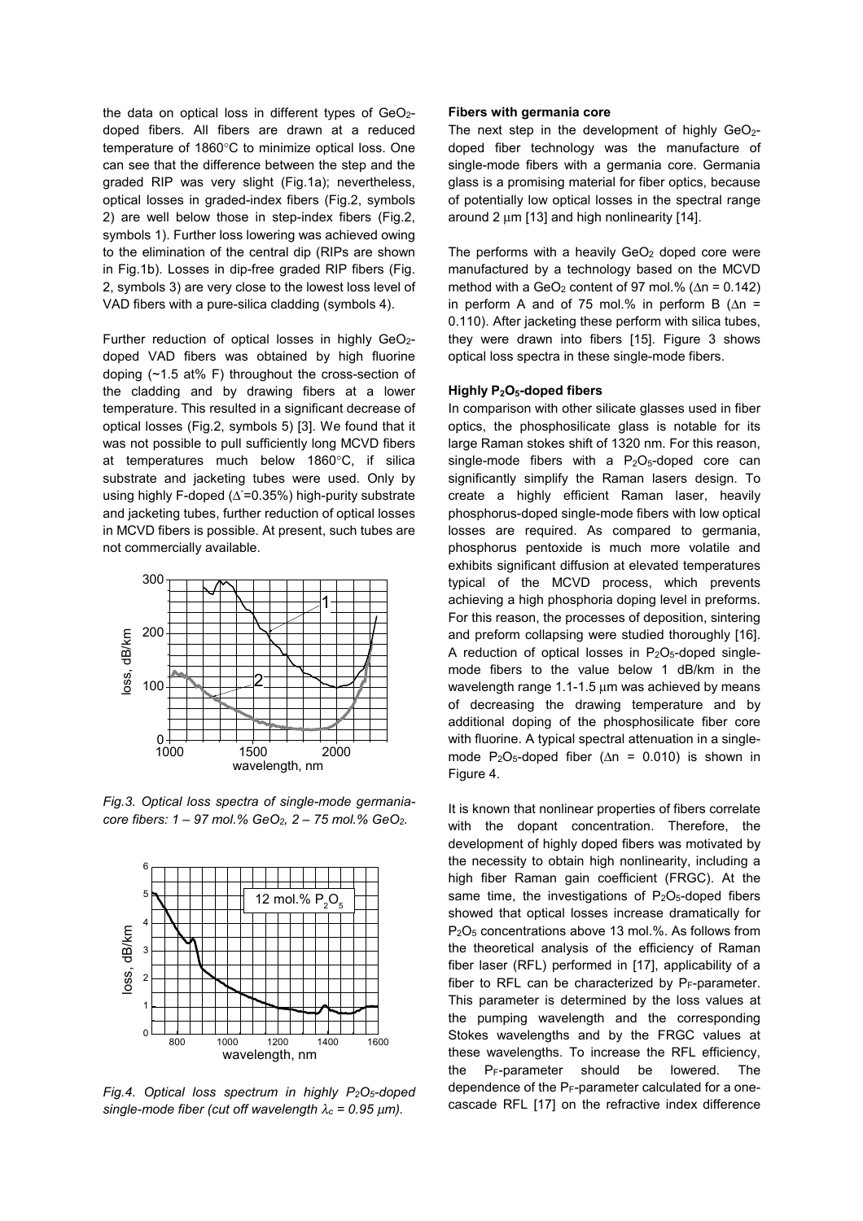the data on optical loss in different types of $GeO_2$-doped fibers. All fibers are drawn at a reduced temperature of 1860°C to minimize optical loss. One can see that the difference between the step and the graded RIP was very slight (Fig.1a); nevertheless, optical losses in graded-index fibers (Fig.2, symbols 2) are well below those in step-index fibers (Fig.2, symbols 1). Further loss lowering was achieved owing to the elimination of the central dip (RIPs are shown in Fig.1b). Losses in dip-free graded RIP fibers (Fig. 2, symbols 3) are very close to the lowest loss level of VAD fibers with a pure-silica cladding (symbols 4).

Further reduction of optical losses in highly $GeO_2$-doped VAD fibers was obtained by high fluorine doping (~1.5 at% F) throughout the cross-section of the cladding and by drawing fibers at a lower temperature. This resulted in a significant decrease of optical losses (Fig.2, symbols 5) [3]. We found that it was not possible to pull sufficiently long MCVD fibers at temperatures much below 1860°C, if silica substrate and jacketing tubes were used. Only by using highly F-doped ($\Delta^{-}$=0.35%) high-purity substrate and jacketing tubes, further reduction of optical losses in MCVD fibers is possible. At present, such tubes are not commercially available.

*Fig.3. Optical loss spectra of single-mode germania-core fibers: 1 – 97 mol.% $GeO_2$, 2 – 75 mol.% $GeO_2$.*

*Fig.4. Optical loss spectrum in highly $P_2O_5$-doped single-mode fiber (cut off wavelength $\lambda_c$ = 0.95 μm).*

#### Fibers with germania core

The next step in the development of highly $GeO_2$-doped fiber technology was the manufacture of single-mode fibers with a germania core. Germania glass is a promising material for fiber optics, because of potentially low optical losses in the spectral range around 2 μm [13] and high nonlinearity [14].

The performs with a heavily $GeO_2$ doped core were manufactured by a technology based on the MCVD method with a $GeO_2$ content of 97 mol.% ($\Delta$n = 0.142) in perform A and of 75 mol.% in perform B ($\Delta$n = 0.110). After jacketing these perform with silica tubes, they were drawn into fibers [15]. Figure 3 shows optical loss spectra in these single-mode fibers.

#### Highly $P_2O_5$-doped fibers

In comparison with other silicate glasses used in fiber optics, the phosphosilicate glass is notable for its large Raman stokes shift of 1320 nm. For this reason, single-mode fibers with a $P_2O_5$-doped core can significantly simplify the Raman lasers design. To create a highly efficient Raman laser, heavily phosphorus-doped single-mode fibers with low optical losses are required. As compared to germania, phosphorus pentoxide is much more volatile and exhibits significant diffusion at elevated temperatures typical of the MCVD process, which prevents achieving a high phosphoria doping level in preforms. For this reason, the processes of deposition, sintering and preform collapsing were studied thoroughly [16]. A reduction of optical losses in $P_2O_5$-doped single-mode fibers to the value below 1 dB/km in the wavelength range 1.1-1.5 μm was achieved by means of decreasing the drawing temperature and by additional doping of the phosphosilicate fiber core with fluorine. A typical spectral attenuation in a single-mode $P_2O_5$-doped fiber ($\Delta$n = 0.010) is shown in Figure 4.

It is known that nonlinear properties of fibers correlate with the dopant concentration. Therefore, the development of highly doped fibers was motivated by the necessity to obtain high nonlinearity, including a high fiber Raman gain coefficient (FRGC). At the same time, the investigations of $P_2O_5$-doped fibers showed that optical losses increase dramatically for $P_2O_5$ concentrations above 13 mol.%. As follows from the theoretical analysis of the efficiency of Raman fiber laser (RFL) performed in [17], applicability of a fiber to RFL can be characterized by $P_F$-parameter. This parameter is determined by the loss values at the pumping wavelength and the corresponding Stokes wavelengths and by the FRGC values at these wavelengths. To increase the RFL efficiency, the $P_F$-parameter should be lowered. The dependence of the $P_F$-parameter calculated for a one-cascade RFL [17] on the refractive index difference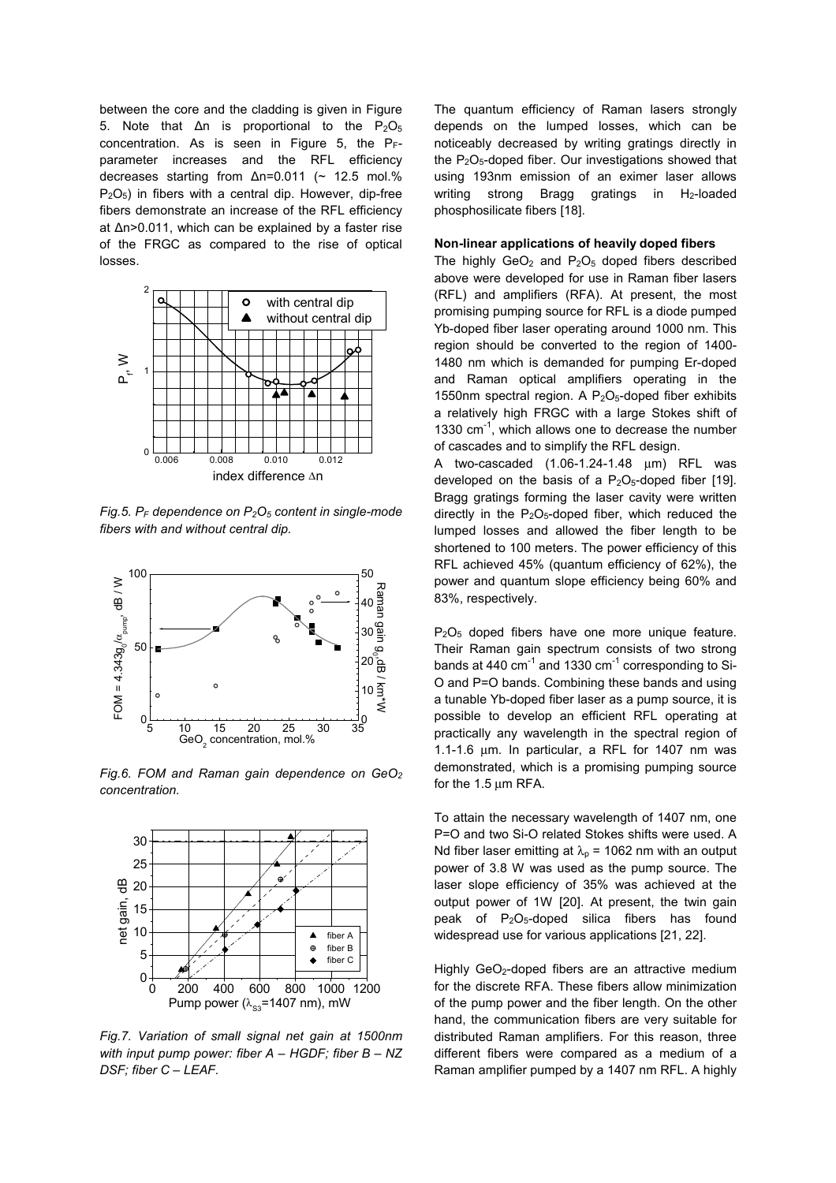between the core and the cladding is given in Figure 5. Note that Δn is proportional to the $P_2O_5$ concentration. As is seen in Figure 5, the $P_F$-parameter increases and the RFL efficiency decreases starting from Δn=0.011 (~ 12.5 mol.% $P_2O_5$) in fibers with a central dip. However, dip-free fibers demonstrate an increase of the RFL efficiency at Δn>0.011, which can be explained by a faster rise of the FRGC as compared to the rise of optical losses.

*Fig.5. $P_F$ dependence on $P_2O_5$ content in single-mode fibers with and without central dip.*

*Fig.6. FOM and Raman gain dependence on $GeO_2$ concentration.*

*Fig.7. Variation of small signal net gain at 1500nm with input pump power: fiber A – HGDF; fiber B – NZ DSF; fiber C – LEAF.*

The quantum efficiency of Raman lasers strongly depends on the lumped losses, which can be noticeably decreased by writing gratings directly in the $P_2O_5$-doped fiber. Our investigations showed that using 193nm emission of an eximer laser allows writing strong Bragg gratings in $H_2$-loaded phosphosilicate fibers [18].

**Non-linear applications of heavily doped fibers**

The highly $GeO_2$ and $P_2O_5$ doped fibers described above were developed for use in Raman fiber lasers (RFL) and amplifiers (RFA). At present, the most promising pumping source for RFL is a diode pumped Yb-doped fiber laser operating around 1000 nm. This region should be converted to the region of 1400-1480 nm which is demanded for pumping Er-doped and Raman optical amplifiers operating in the 1550nm spectral region. A $P_2O_5$-doped fiber exhibits a relatively high FRGC with a large Stokes shift of 1330 $cm^{-1}$, which allows one to decrease the number of cascades and to simplify the RFL design.

A two-cascaded (1.06-1.24-1.48 μm) RFL was developed on the basis of a $P_2O_5$-doped fiber [19]. Bragg gratings forming the laser cavity were written directly in the $P_2O_5$-doped fiber, which reduced the lumped losses and allowed the fiber length to be shortened to 100 meters. The power efficiency of this RFL achieved 45% (quantum efficiency of 62%), the power and quantum slope efficiency being 60% and 83%, respectively.

$P_2O_5$ doped fibers have one more unique feature. Their Raman gain spectrum consists of two strong bands at 440 $cm^{-1}$ and 1330 $cm^{-1}$ corresponding to Si-O and P=O bands. Combining these bands and using a tunable Yb-doped fiber laser as a pump source, it is possible to develop an efficient RFL operating at practically any wavelength in the spectral region of 1.1-1.6 μm. In particular, a RFL for 1407 nm was demonstrated, which is a promising pumping source for the 1.5 μm RFA.

To attain the necessary wavelength of 1407 nm, one P=O and two Si-O related Stokes shifts were used. A Nd fiber laser emitting at $\lambda_p$ = 1062 nm with an output power of 3.8 W was used as the pump source. The laser slope efficiency of 35% was achieved at the output power of 1W [20]. At present, the twin gain peak of $P_2O_5$-doped silica fibers has found widespread use for various applications [21, 22].

Highly $GeO_2$-doped fibers are an attractive medium for the discrete RFA. These fibers allow minimization of the pump power and the fiber length. On the other hand, the communication fibers are very suitable for distributed Raman amplifiers. For this reason, three different fibers were compared as a medium of a Raman amplifier pumped by a 1407 nm RFL. A highly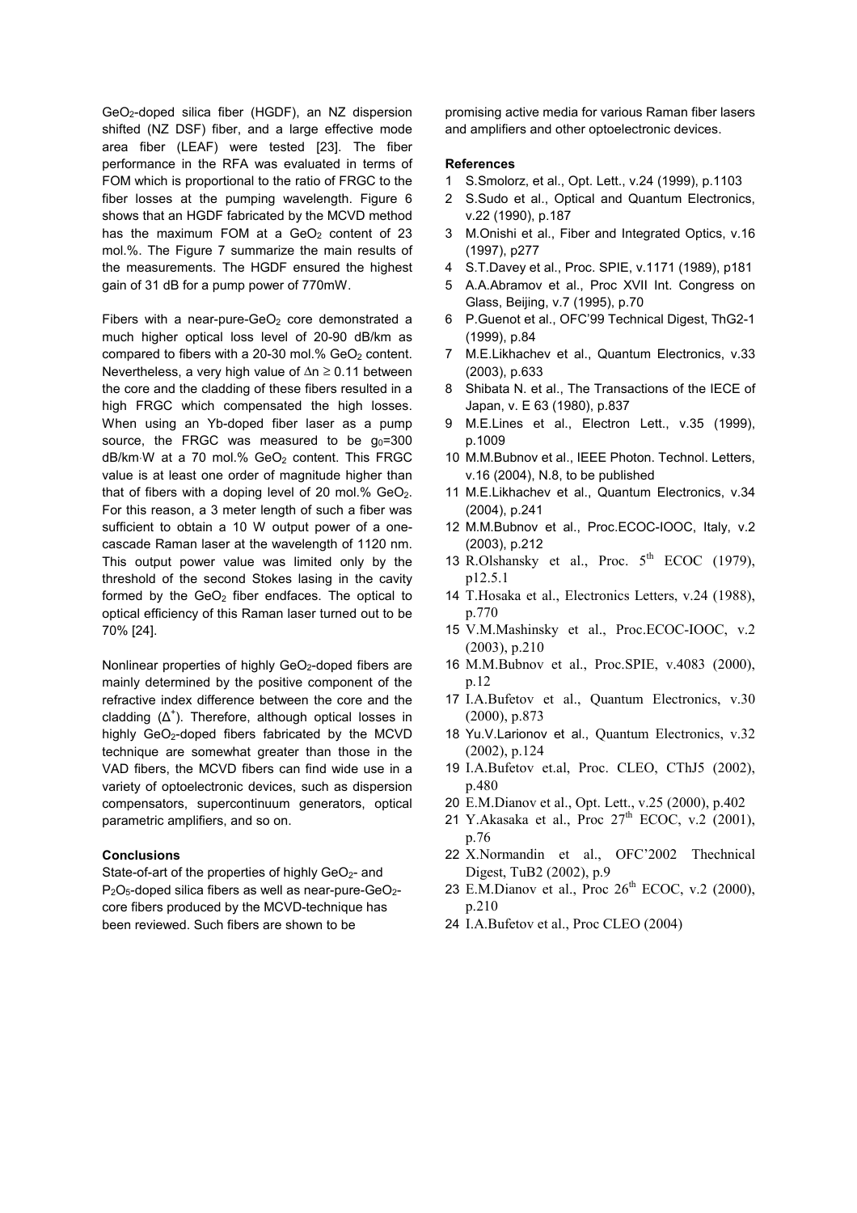$GeO_2$-doped silica fiber (HGDF), an NZ dispersion shifted (NZ DSF) fiber, and a large effective mode area fiber (LEAF) were tested [23]. The fiber performance in the RFA was evaluated in terms of FOM which is proportional to the ratio of FRGC to the fiber losses at the pumping wavelength. Figure 6 shows that an HGDF fabricated by the MCVD method has the maximum FOM at a $GeO_2$ content of 23 mol.%. The Figure 7 summarize the main results of the measurements. The HGDF ensured the highest gain of 31 dB for a pump power of 770mW.

Fibers with a near-pure-$GeO_2$ core demonstrated a much higher optical loss level of 20-90 dB/km as compared to fibers with a 20-30 mol.% $GeO_2$ content. Nevertheless, a very high value of $\Delta n \geq 0.11$ between the core and the cladding of these fibers resulted in a high FRGC which compensated the high losses. When using an Yb-doped fiber laser as a pump source, the FRGC was measured to be $g_0$=300 dB/km·W at a 70 mol.% $GeO_2$ content. This FRGC value is at least one order of magnitude higher than that of fibers with a doping level of 20 mol.% $GeO_2$. For this reason, a 3 meter length of such a fiber was sufficient to obtain a 10 W output power of a one-cascade Raman laser at the wavelength of 1120 nm. This output power value was limited only by the threshold of the second Stokes lasing in the cavity formed by the $GeO_2$ fiber endfaces. The optical to optical efficiency of this Raman laser turned out to be 70% [24].

Nonlinear properties of highly $GeO_2$-doped fibers are mainly determined by the positive component of the refractive index difference between the core and the cladding ($\Delta^+$). Therefore, although optical losses in highly $GeO_2$-doped fibers fabricated by the MCVD technique are somewhat greater than those in the VAD fibers, the MCVD fibers can find wide use in a variety of optoelectronic devices, such as dispersion compensators, supercontinuum generators, optical parametric amplifiers, and so on.

**Conclusions**

State-of-art of the properties of highly $GeO_2$- and $P_2O_5$-doped silica fibers as well as near-pure-$GeO_2$-core fibers produced by the MCVD-technique has been reviewed. Such fibers are shown to be promising active media for various Raman fiber lasers and amplifiers and other optoelectronic devices.

**References**

1. S.Smolorz, et al., Opt. Lett., v.24 (1999), p.1103
2. S.Sudo et al., Optical and Quantum Electronics, v.22 (1990), p.187
3. M.Onishi et al., Fiber and Integrated Optics, v.16 (1997), p277
4. S.T.Davey et al., Proc. SPIE, v.1171 (1989), p181
5. A.A.Abramov et al., Proc XVII Int. Congress on Glass, Beijing, v.7 (1995), p.70
6. P.Guenot et al., OFC'99 Technical Digest, ThG2-1 (1999), p.84
7. M.E.Likhachev et al., Quantum Electronics, v.33 (2003), p.633
8. Shibata N. et al., The Transactions of the IECE of Japan, v. E 63 (1980), p.837
9. M.E.Lines et al., Electron Lett., v.35 (1999), p.1009
10. M.M.Bubnov et al., IEEE Photon. Technol. Letters, v.16 (2004), N.8, to be published
11. M.E.Likhachev et al., Quantum Electronics, v.34 (2004), p.241
12. M.M.Bubnov et al., Proc.ECOC-IOOC, Italy, v.2 (2003), p.212
13. R.Olshansky et al., Proc. 5th ECOC (1979), p12.5.1
14. T.Hosaka et al., Electronics Letters, v.24 (1988), p.770
15. V.M.Mashinsky et al., Proc.ECOC-IOOC, v.2 (2003), p.210
16. M.M.Bubnov et al., Proc.SPIE, v.4083 (2000), p.12
17. I.A.Bufetov et al., Quantum Electronics, v.30 (2000), p.873
18. Yu.V.Larionov et al., Quantum Electronics, v.32 (2002), p.124
19. I.A.Bufetov et.al, Proc. CLEO, CThJ5 (2002), p.480
20. E.M.Dianov et al., Opt. Lett., v.25 (2000), p.402
21. Y.Akasaka et al., Proc 27th ECOC, v.2 (2001), p.76
22. X.Normandin et al., OFC'2002 Thechnical Digest, TuB2 (2002), p.9
23. E.M.Dianov et al., Proc 26th ECOC, v.2 (2000), p.210
24. I.A.Bufetov et al., Proc CLEO (2004)